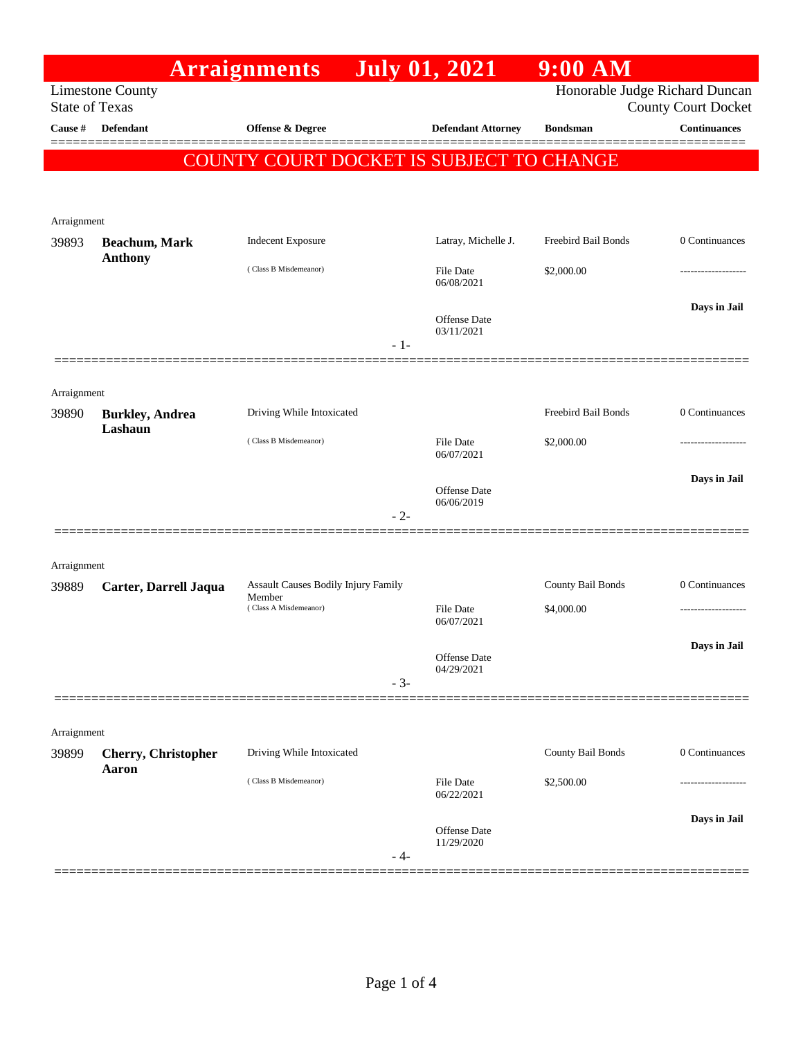# Arraignments July 01, 2021 9:00 AM

Limestone County
State of Texas

Honorable Judge Richard Duncan
County Court Docket

**COUNTY COURT DOCKET IS SUBJECT TO CHANGE**

| Cause # | Defendant | Offense & Degree | Defendant Attorney | Bondsman | Continuances |
|---|---|---|---|---|---|
| Arraignment | | | | | |
| 39893 | **Beachum, Mark Anthony** | Indecent Exposure (Class B Misdemeanor) | Latray, Michelle J. File Date 06/08/2021 Offense Date 03/11/2021 | Freebird Bail Bonds $2,000.00 | 0 Continuances ------------------- **Days in Jail** |
| Arraignment | | | | | |
| 39890 | **Burkley, Andrea Lashaun** | Driving While Intoxicated (Class B Misdemeanor) | File Date 06/07/2021 Offense Date 06/06/2019 | Freebird Bail Bonds $2,000.00 | 0 Continuances ------------------- **Days in Jail** |
| Arraignment | | | | | |
| 39889 | **Carter, Darrell Jaqua** | Assault Causes Bodily Injury Family Member (Class A Misdemeanor) | File Date 06/07/2021 Offense Date 04/29/2021 | County Bail Bonds $4,000.00 | 0 Continuances ------------------- **Days in Jail** |
| Arraignment | | | | | |
| 39899 | **Cherry, Christopher Aaron** | Driving While Intoxicated (Class B Misdemeanor) | File Date 06/22/2021 Offense Date 11/29/2020 | County Bail Bonds $2,500.00 | 0 Continuances ------------------- **Days in Jail** |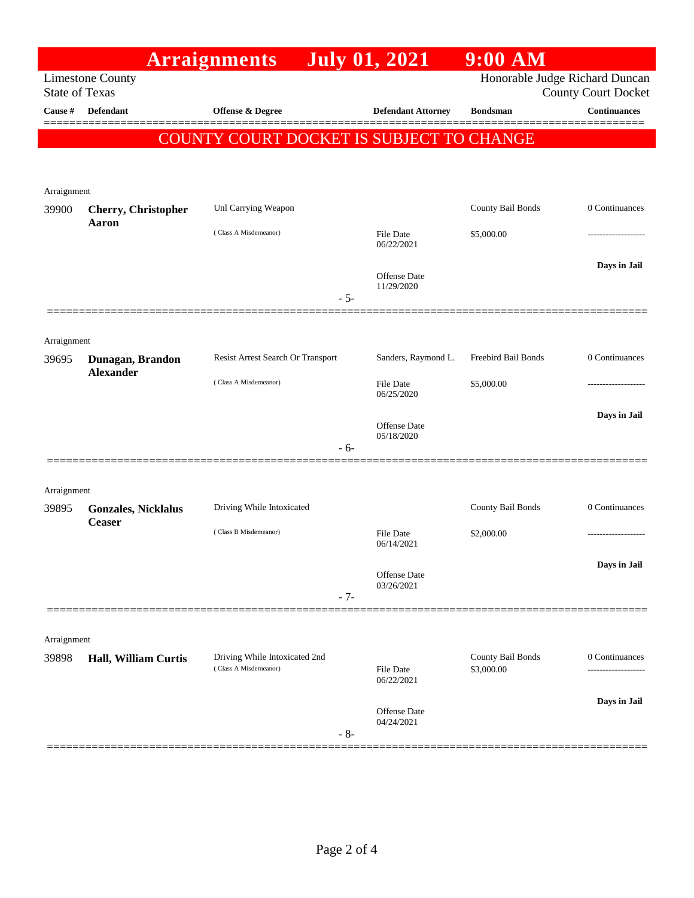# Arraignments July 01, 2021 9:00 AM

Limestone County
State of Texas

Honorable Judge Richard Duncan
County Court Docket

COUNTY COURT DOCKET IS SUBJECT TO CHANGE

| Cause # | Defendant | Offense & Degree | Defendant Attorney | Bondsman | Continuances |
|---|---|---|---|---|---|
| Arraignment | | | | | |
| 39900 | **Cherry, Christopher Aaron** | Unl Carrying Weapon (Class A Misdemeanor) | File Date 06/22/2021; Offense Date 11/29/2020 | County Bail Bonds $5,000.00 | 0 Continuances; Days in Jail |
| | | - 5- | | | |
| Arraignment | | | | | |
| 39695 | **Dunagan, Brandon Alexander** | Resist Arrest Search Or Transport (Class A Misdemeanor) | Sanders, Raymond L.; File Date 06/25/2020; Offense Date 05/18/2020 | Freebird Bail Bonds $5,000.00 | 0 Continuances; Days in Jail |
| | | - 6- | | | |
| Arraignment | | | | | |
| 39895 | **Gonzales, Nicklalus Ceaser** | Driving While Intoxicated (Class B Misdemeanor) | File Date 06/14/2021; Offense Date 03/26/2021 | County Bail Bonds $2,000.00 | 0 Continuances; Days in Jail |
| | | - 7- | | | |
| Arraignment | | | | | |
| 39898 | **Hall, William Curtis** | Driving While Intoxicated 2nd (Class A Misdemeanor) | File Date 06/22/2021; Offense Date 04/24/2021 | County Bail Bonds $3,000.00 | 0 Continuances; Days in Jail |
| | | - 8- | | | |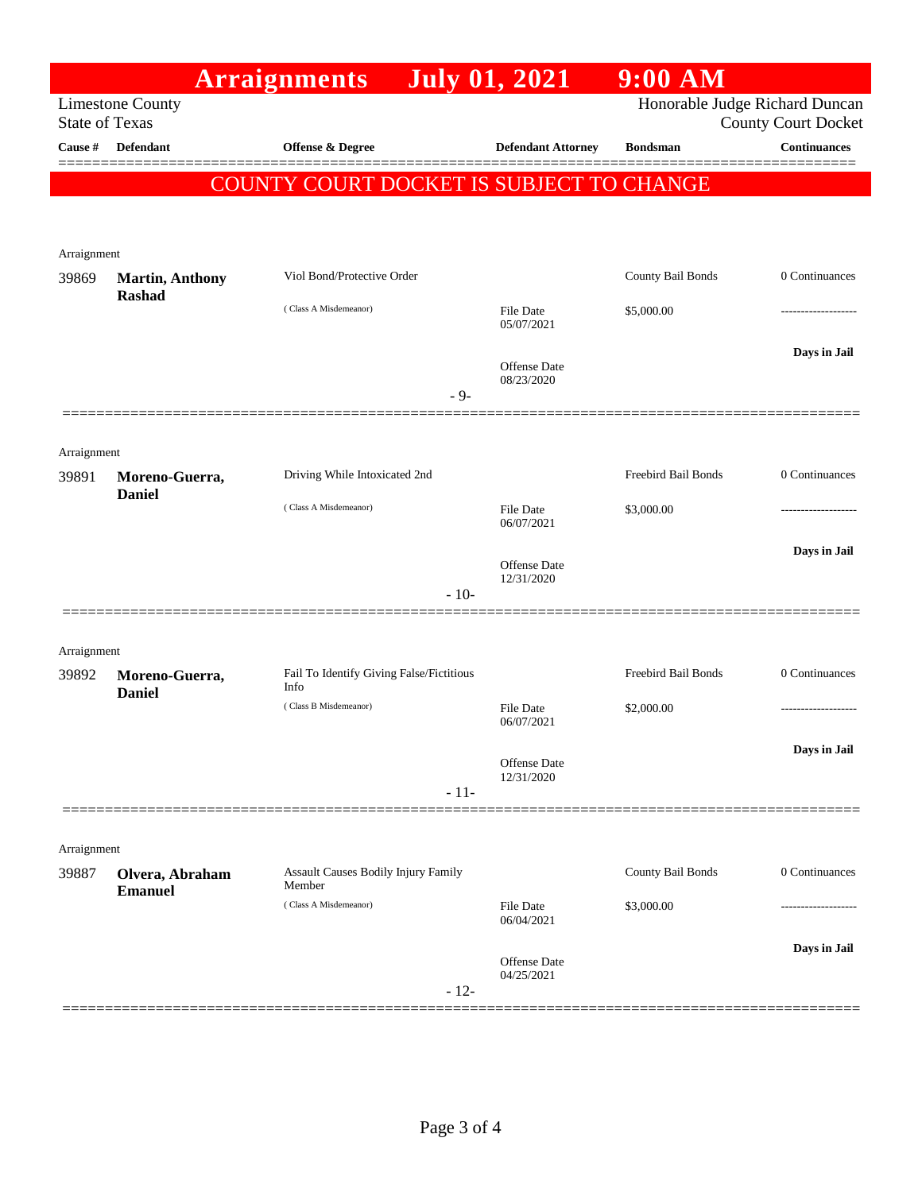# Arraignments July 01, 2021 9:00 AM

Limestone County
State of Texas

Honorable Judge Richard Duncan
County Court Docket

| Cause # | Defendant | Offense & Degree | Defendant Attorney | Bondsman | Continuances |
|---|---|---|---|---|---|

**COUNTY COURT DOCKET IS SUBJECT TO CHANGE**

---

Arraignment

| Cause # | Defendant | Offense & Degree | Defendant Attorney | Bondsman | Continuances |
|---|---|---|---|---|---|
| 39869 | **Martin, Anthony Rashad** | Viol Bond/Protective Order ( Class A Misdemeanor) | File Date 05/07/2021 Offense Date 08/23/2020 | County Bail Bonds $5,000.00 | 0 Continuances ------------------- **Days in Jail** |

- 9-

---

Arraignment

| Cause # | Defendant | Offense & Degree | Defendant Attorney | Bondsman | Continuances |
|---|---|---|---|---|---|
| 39891 | **Moreno-Guerra, Daniel** | Driving While Intoxicated 2nd ( Class A Misdemeanor) | File Date 06/07/2021 Offense Date 12/31/2020 | Freebird Bail Bonds $3,000.00 | 0 Continuances ------------------- **Days in Jail** |

- 10-

---

Arraignment

| Cause # | Defendant | Offense & Degree | Defendant Attorney | Bondsman | Continuances |
|---|---|---|---|---|---|
| 39892 | **Moreno-Guerra, Daniel** | Fail To Identify Giving False/Fictitious Info ( Class B Misdemeanor) | File Date 06/07/2021 Offense Date 12/31/2020 | Freebird Bail Bonds $2,000.00 | 0 Continuances ------------------- **Days in Jail** |

- 11-

---

Arraignment

| Cause # | Defendant | Offense & Degree | Defendant Attorney | Bondsman | Continuances |
|---|---|---|---|---|---|
| 39887 | **Olvera, Abraham Emanuel** | Assault Causes Bodily Injury Family Member ( Class A Misdemeanor) | File Date 06/04/2021 Offense Date 04/25/2021 | County Bail Bonds $3,000.00 | 0 Continuances ------------------- **Days in Jail** |

- 12-

---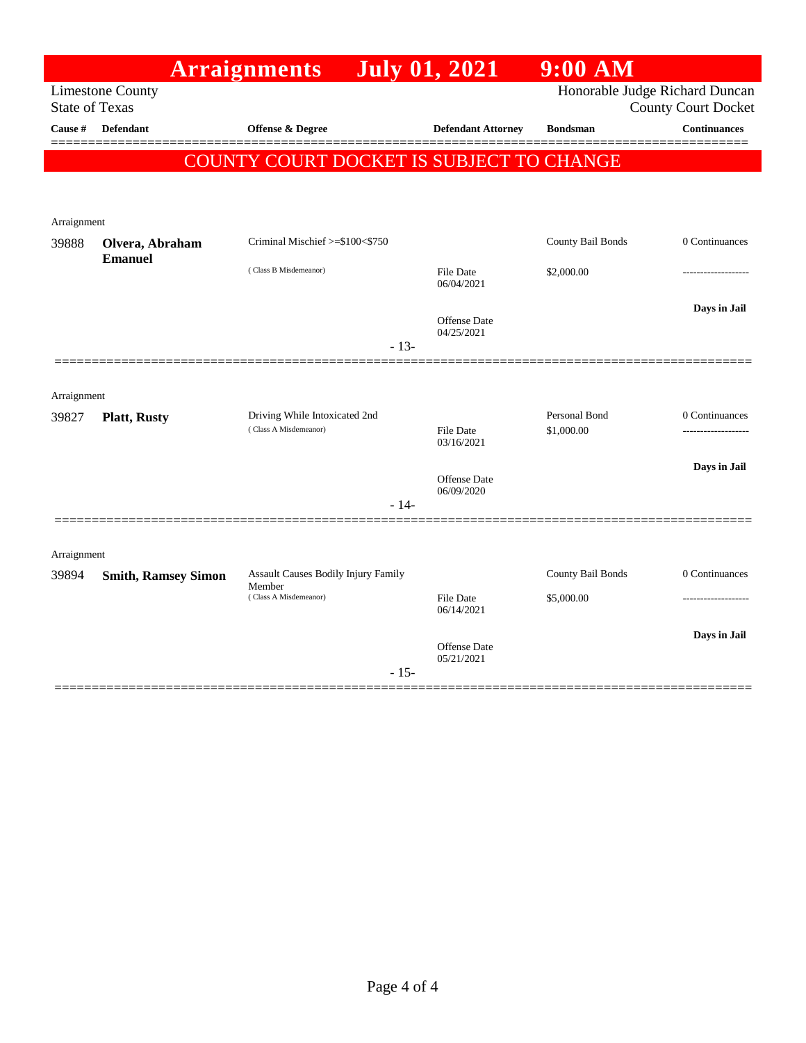# Arraignments July 01, 2021 9:00 AM

Limestone County
State of Texas

Honorable Judge Richard Duncan
County Court Docket

| Cause # | Defendant | Offense & Degree | Defendant Attorney | Bondsman | Continuances |
|---|---|---|---|---|---|

**COUNTY COURT DOCKET IS SUBJECT TO CHANGE**

---

Arraignment

| Cause # | Defendant | Offense & Degree | Defendant Attorney | Bondsman | Continuances |
|---|---|---|---|---|---|
| 39888 | **Olvera, Abraham Emanuel** | Criminal Mischief >=$100<$750 (Class B Misdemeanor) | File Date 06/04/2021<br>Offense Date 04/25/2021 | County Bail Bonds<br>$2,000.00 | 0 Continuances<br>-------------------<br>**Days in Jail** |

- 13-

---

Arraignment

| Cause # | Defendant | Offense & Degree | Defendant Attorney | Bondsman | Continuances |
|---|---|---|---|---|---|
| 39827 | **Platt, Rusty** | Driving While Intoxicated 2nd (Class A Misdemeanor) | File Date 03/16/2021<br>Offense Date 06/09/2020 | Personal Bond<br>$1,000.00 | 0 Continuances<br>-------------------<br>**Days in Jail** |

- 14-

---

Arraignment

| Cause # | Defendant | Offense & Degree | Defendant Attorney | Bondsman | Continuances |
|---|---|---|---|---|---|
| 39894 | **Smith, Ramsey Simon** | Assault Causes Bodily Injury Family Member (Class A Misdemeanor) | File Date 06/14/2021<br>Offense Date 05/21/2021 | County Bail Bonds<br>$5,000.00 | 0 Continuances<br>-------------------<br>**Days in Jail** |

- 15-